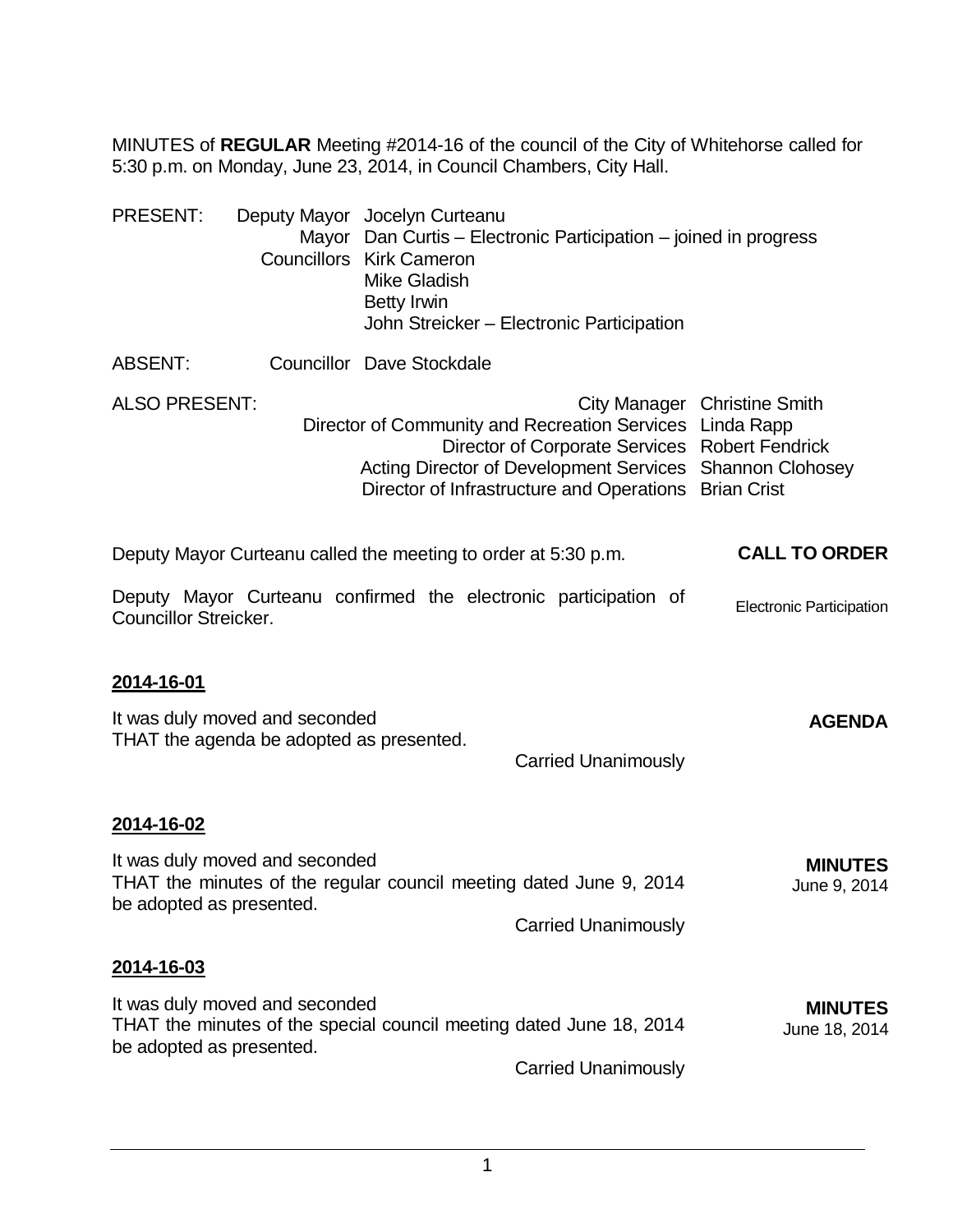MINUTES of **REGULAR** Meeting #2014-16 of the council of the City of Whitehorse called for 5:30 p.m. on Monday, June 23, 2014, in Council Chambers, City Hall.

| | | |
|---|---|---|
| PRESENT: | Deputy Mayor | Jocelyn Curteanu |
| | Mayor | Dan Curtis – Electronic Participation – joined in progress |
| | Councillors | Kirk Cameron |
| | | Mike Gladish |
| | | Betty Irwin |
| | | John Streicker – Electronic Participation |
| ABSENT: | Councillor | Dave Stockdale |

ALSO PRESENT:

| | |
|---|---|
| City Manager | Christine Smith |
| Director of Community and Recreation Services | Linda Rapp |
| Director of Corporate Services | Robert Fendrick |
| Acting Director of Development Services | Shannon Clohosey |
| Director of Infrastructure and Operations | Brian Crist |

**CALL TO ORDER**

Deputy Mayor Curteanu called the meeting to order at 5:30 p.m.

Electronic Participation

Deputy Mayor Curteanu confirmed the electronic participation of Councillor Streicker.

**2014-16-01**

**AGENDA**

It was duly moved and seconded
THAT the agenda be adopted as presented.

Carried Unanimously

**2014-16-02**

**MINUTES**
June 9, 2014

It was duly moved and seconded
THAT the minutes of the regular council meeting dated June 9, 2014 be adopted as presented.

Carried Unanimously

**2014-16-03**

**MINUTES**
June 18, 2014

It was duly moved and seconded
THAT the minutes of the special council meeting dated June 18, 2014 be adopted as presented.

Carried Unanimously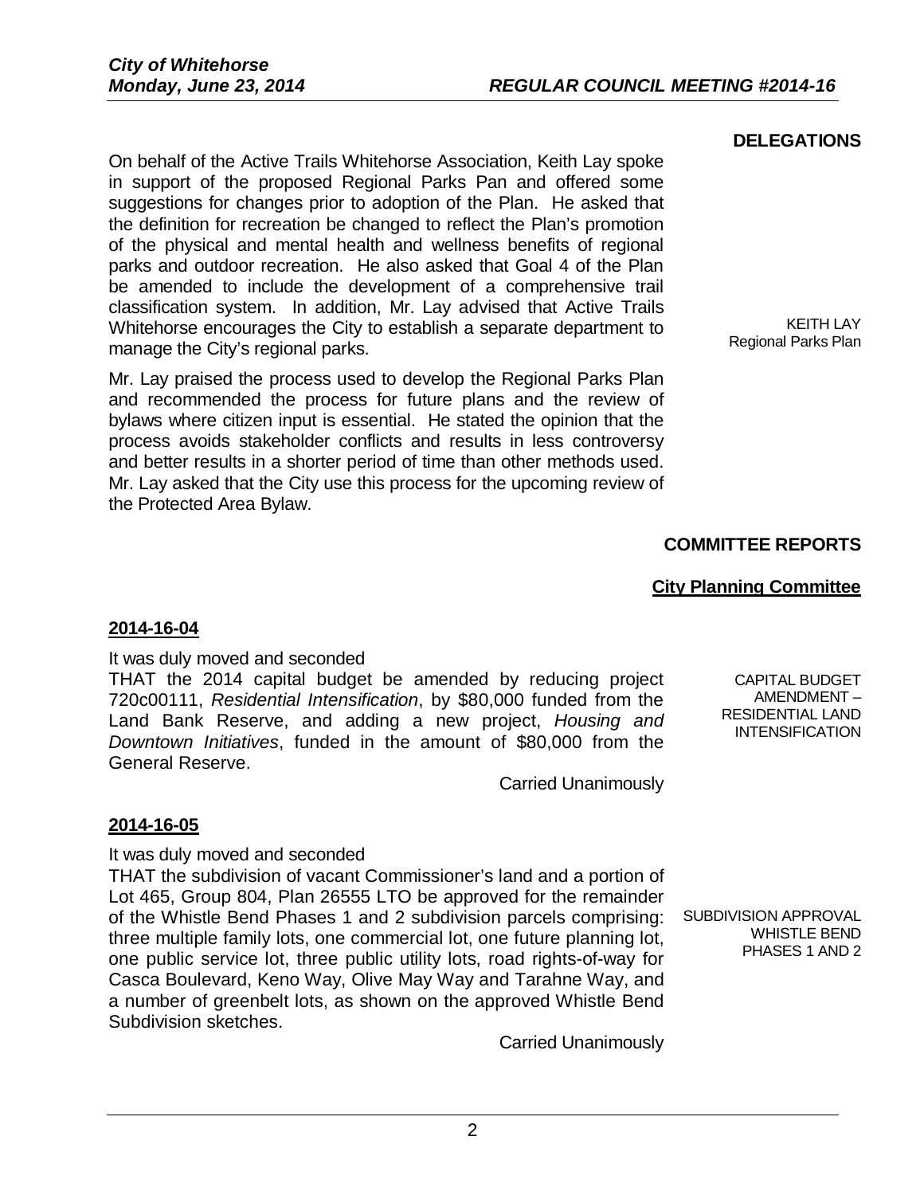## DELEGATIONS

**KEITH LAY**
**Regional Parks Plan**

On behalf of the Active Trails Whitehorse Association, Keith Lay spoke in support of the proposed Regional Parks Pan and offered some suggestions for changes prior to adoption of the Plan. He asked that the definition for recreation be changed to reflect the Plan's promotion of the physical and mental health and wellness benefits of regional parks and outdoor recreation. He also asked that Goal 4 of the Plan be amended to include the development of a comprehensive trail classification system. In addition, Mr. Lay advised that Active Trails Whitehorse encourages the City to establish a separate department to manage the City's regional parks.

Mr. Lay praised the process used to develop the Regional Parks Plan and recommended the process for future plans and the review of bylaws where citizen input is essential. He stated the opinion that the process avoids stakeholder conflicts and results in less controversy and better results in a shorter period of time than other methods used. Mr. Lay asked that the City use this process for the upcoming review of the Protected Area Bylaw.

## COMMITTEE REPORTS

### City Planning Committee

**2014-16-04**

**CAPITAL BUDGET AMENDMENT – RESIDENTIAL LAND INTENSIFICATION**

It was duly moved and seconded
THAT the 2014 capital budget be amended by reducing project 720c00111, *Residential Intensification*, by $80,000 funded from the Land Bank Reserve, and adding a new project, *Housing and Downtown Initiatives*, funded in the amount of $80,000 from the General Reserve.

Carried Unanimously

**2014-16-05**

**SUBDIVISION APPROVAL WHISTLE BEND PHASES 1 AND 2**

It was duly moved and seconded
THAT the subdivision of vacant Commissioner's land and a portion of Lot 465, Group 804, Plan 26555 LTO be approved for the remainder of the Whistle Bend Phases 1 and 2 subdivision parcels comprising: three multiple family lots, one commercial lot, one future planning lot, one public service lot, three public utility lots, road rights-of-way for Casca Boulevard, Keno Way, Olive May Way and Tarahne Way, and a number of greenbelt lots, as shown on the approved Whistle Bend Subdivision sketches.

Carried Unanimously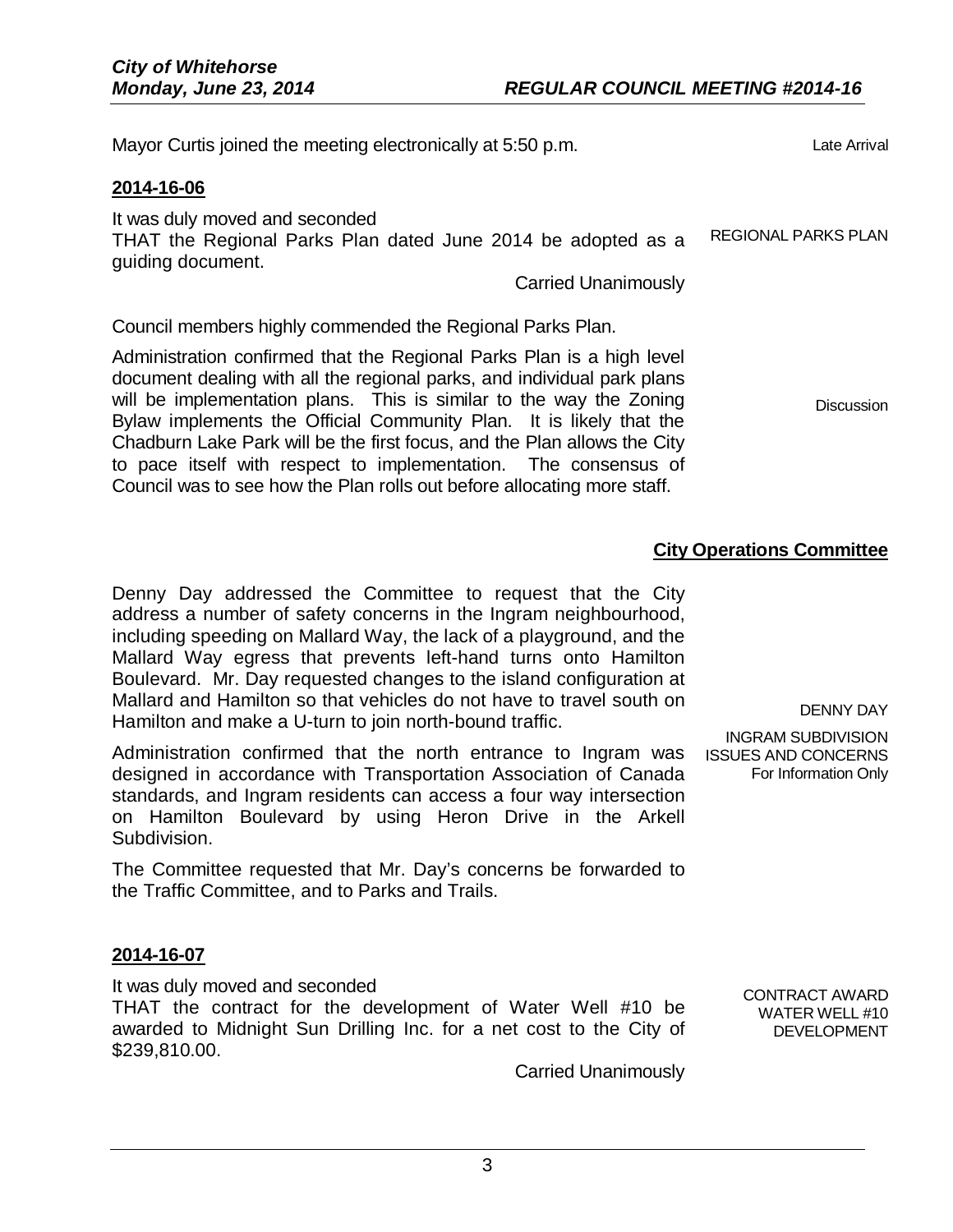Mayor Curtis joined the meeting electronically at 5:50 p.m.

Late Arrival

**2014-16-06**

It was duly moved and seconded
THAT the Regional Parks Plan dated June 2014 be adopted as a guiding document.

REGIONAL PARKS PLAN

Carried Unanimously

Council members highly commended the Regional Parks Plan.

Administration confirmed that the Regional Parks Plan is a high level document dealing with all the regional parks, and individual park plans will be implementation plans. This is similar to the way the Zoning Bylaw implements the Official Community Plan. It is likely that the Chadburn Lake Park will be the first focus, and the Plan allows the City to pace itself with respect to implementation. The consensus of Council was to see how the Plan rolls out before allocating more staff.

Discussion

## City Operations Committee

Denny Day addressed the Committee to request that the City address a number of safety concerns in the Ingram neighbourhood, including speeding on Mallard Way, the lack of a playground, and the Mallard Way egress that prevents left-hand turns onto Hamilton Boulevard. Mr. Day requested changes to the island configuration at Mallard and Hamilton so that vehicles do not have to travel south on Hamilton and make a U-turn to join north-bound traffic.

DENNY DAY

INGRAM SUBDIVISION ISSUES AND CONCERNS
For Information Only

Administration confirmed that the north entrance to Ingram was designed in accordance with Transportation Association of Canada standards, and Ingram residents can access a four way intersection on Hamilton Boulevard by using Heron Drive in the Arkell Subdivision.

The Committee requested that Mr. Day's concerns be forwarded to the Traffic Committee, and to Parks and Trails.

**2014-16-07**

It was duly moved and seconded
THAT the contract for the development of Water Well #10 be awarded to Midnight Sun Drilling Inc. for a net cost to the City of $239,810.00.

CONTRACT AWARD
WATER WELL #10
DEVELOPMENT

Carried Unanimously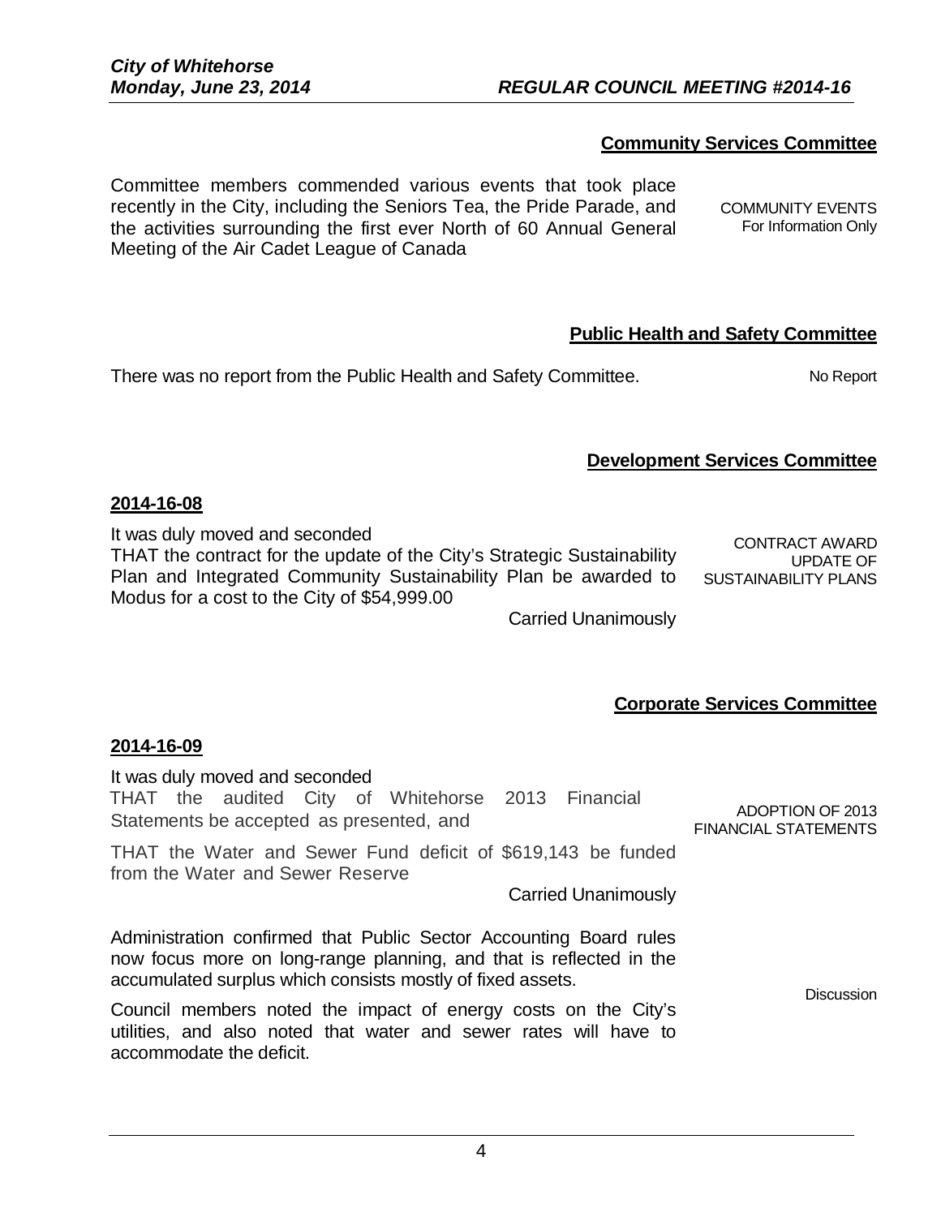## Community Services Committee

Committee members commended various events that took place recently in the City, including the Seniors Tea, the Pride Parade, and the activities surrounding the first ever North of 60 Annual General Meeting of the Air Cadet League of Canada

COMMUNITY EVENTS
For Information Only

## Public Health and Safety Committee

There was no report from the Public Health and Safety Committee.

No Report

## Development Services Committee

**2014-16-08**

It was duly moved and seconded
THAT the contract for the update of the City's Strategic Sustainability Plan and Integrated Community Sustainability Plan be awarded to Modus for a cost to the City of $54,999.00

CONTRACT AWARD
UPDATE OF
SUSTAINABILITY PLANS

Carried Unanimously

## Corporate Services Committee

**2014-16-09**

It was duly moved and seconded
THAT the audited City of Whitehorse 2013 Financial Statements be accepted as presented, and

ADOPTION OF 2013
FINANCIAL STATEMENTS

THAT the Water and Sewer Fund deficit of $619,143 be funded from the Water and Sewer Reserve

Carried Unanimously

Administration confirmed that Public Sector Accounting Board rules now focus more on long-range planning, and that is reflected in the accumulated surplus which consists mostly of fixed assets.

Discussion

Council members noted the impact of energy costs on the City's utilities, and also noted that water and sewer rates will have to accommodate the deficit.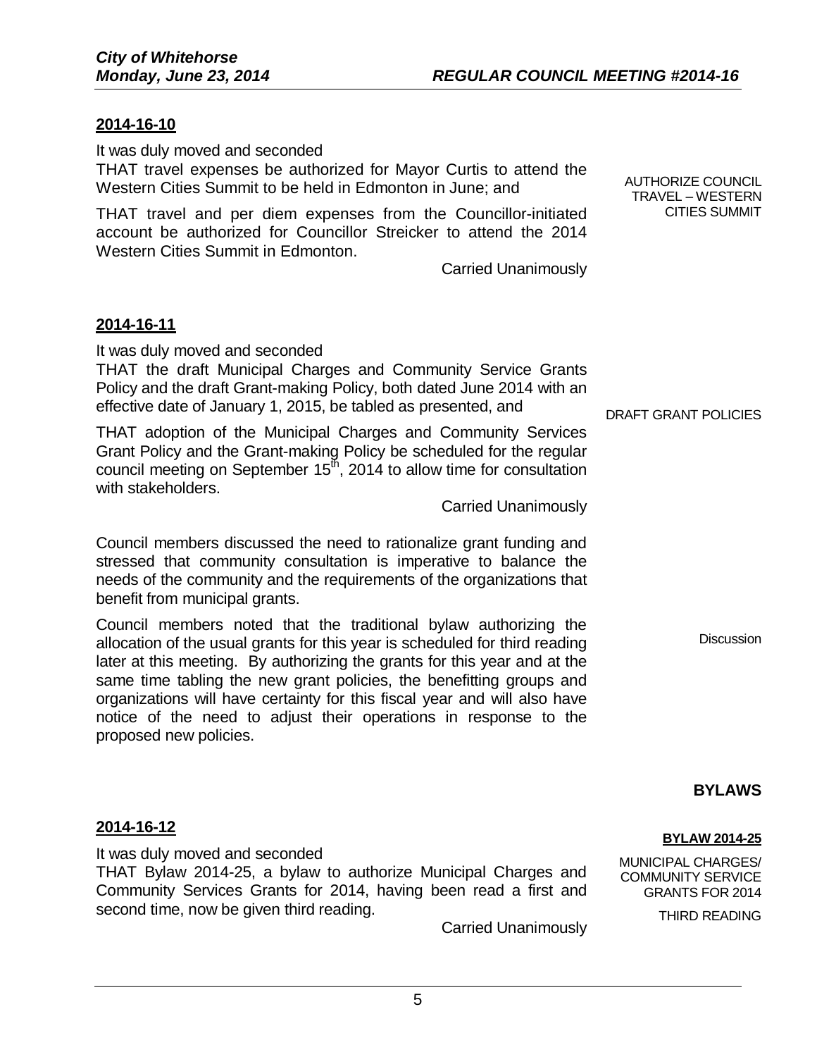**2014-16-10**

AUTHORIZE COUNCIL TRAVEL – WESTERN CITIES SUMMIT

It was duly moved and seconded

THAT travel expenses be authorized for Mayor Curtis to attend the Western Cities Summit to be held in Edmonton in June; and

THAT travel and per diem expenses from the Councillor-initiated account be authorized for Councillor Streicker to attend the 2014 Western Cities Summit in Edmonton.

Carried Unanimously

**2014-16-11**

DRAFT GRANT POLICIES

It was duly moved and seconded

THAT the draft Municipal Charges and Community Service Grants Policy and the draft Grant-making Policy, both dated June 2014 with an effective date of January 1, 2015, be tabled as presented, and

THAT adoption of the Municipal Charges and Community Services Grant Policy and the Grant-making Policy be scheduled for the regular council meeting on September 15th, 2014 to allow time for consultation with stakeholders.

Carried Unanimously

Discussion

Council members discussed the need to rationalize grant funding and stressed that community consultation is imperative to balance the needs of the community and the requirements of the organizations that benefit from municipal grants.

Council members noted that the traditional bylaw authorizing the allocation of the usual grants for this year is scheduled for third reading later at this meeting. By authorizing the grants for this year and at the same time tabling the new grant policies, the benefitting groups and organizations will have certainty for this fiscal year and will also have notice of the need to adjust their operations in response to the proposed new policies.

## BYLAWS

**2014-16-12**

**BYLAW 2014-25**

MUNICIPAL CHARGES/ COMMUNITY SERVICE GRANTS FOR 2014

THIRD READING

It was duly moved and seconded

THAT Bylaw 2014-25, a bylaw to authorize Municipal Charges and Community Services Grants for 2014, having been read a first and second time, now be given third reading.

Carried Unanimously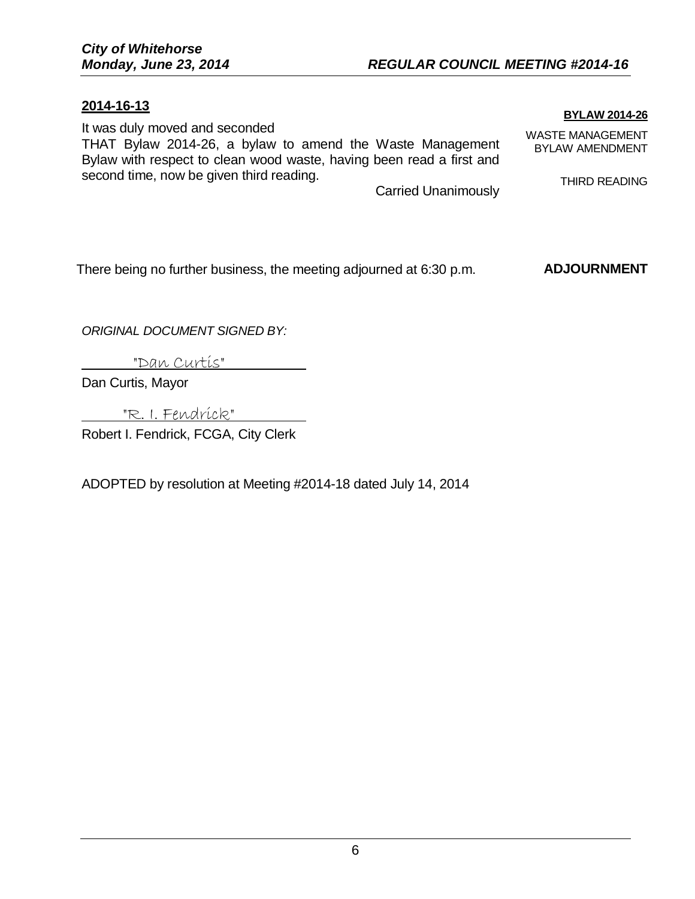## 2014-16-13

**BYLAW 2014-26**

WASTE MANAGEMENT BYLAW AMENDMENT

THIRD READING

It was duly moved and seconded
THAT Bylaw 2014-26, a bylaw to amend the Waste Management Bylaw with respect to clean wood waste, having been read a first and second time, now be given third reading.

Carried Unanimously

**ADJOURNMENT**

There being no further business, the meeting adjourned at 6:30 p.m.

*ORIGINAL DOCUMENT SIGNED BY:*

"Dan Curtis"
Dan Curtis, Mayor

"R. I. Fendrick"
Robert I. Fendrick, FCGA, City Clerk

ADOPTED by resolution at Meeting #2014-18 dated July 14, 2014